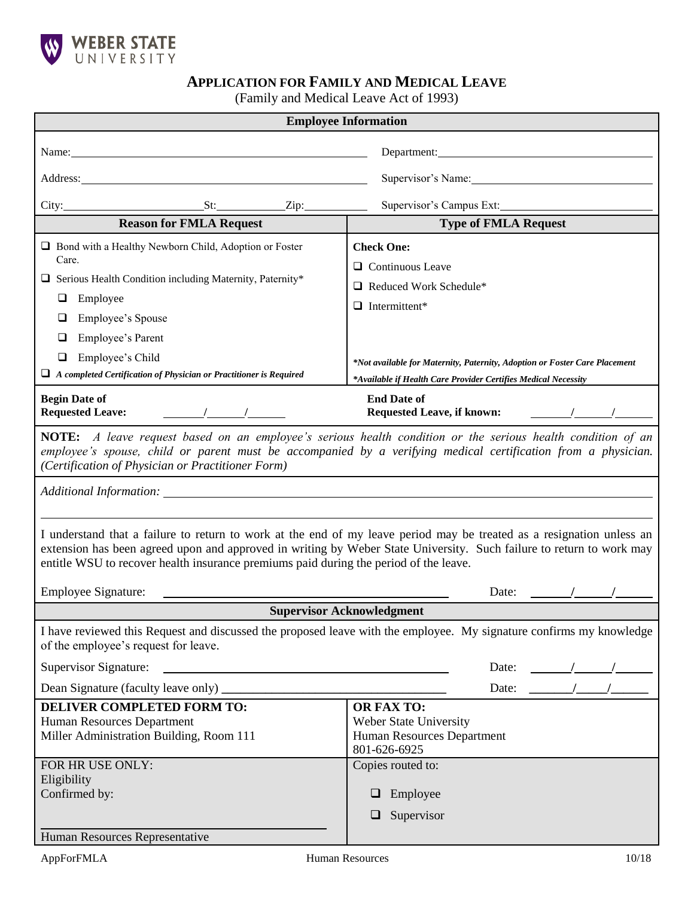WEBER STATE UNIVERSITY

# APPLICATION FOR FAMILY AND MEDICAL LEAVE

(Family and Medical Leave Act of 1993)

## Employee Information

Name: ______________________ Department: ______________________

Address: ______________________ Supervisor's Name: ______________________

City: __________ St: ______ Zip: ______ Supervisor's Campus Ext: ______________________

| Reason for FMLA Request | Type of FMLA Request |
|---|---|
| ❑ Bond with a Healthy Newborn Child, Adoption or Foster Care. | **Check One:** |
| ❑ Serious Health Condition including Maternity, Paternity* | ❑ Continuous Leave |
| ❑ Employee | ❑ Reduced Work Schedule* |
| ❑ Employee's Spouse | ❑ Intermittent* |
| ❑ Employee's Parent | |
| ❑ Employee's Child | ****Not available for Maternity, Paternity, Adoption or Foster Care Placement*** |
| ❑ ***A completed Certification of Physician or Practitioner is Required*** | ****Available if Health Care Provider Certifies Medical Necessity*** |

**Begin Date of Requested Leave:** ____/____/____ **End Date of Requested Leave, if known:** ____/____/____

**NOTE:** *A leave request based on an employee's serious health condition or the serious health condition of an employee's spouse, child or parent must be accompanied by a verifying medical certification from a physician. (Certification of Physician or Practitioner Form)*

*Additional Information:* ______________________________________________

I understand that a failure to return to work at the end of my leave period may be treated as a resignation unless an extension has been agreed upon and approved in writing by Weber State University. Such failure to return to work may entitle WSU to recover health insurance premiums paid during the period of the leave.

Employee Signature: ______________________ Date: ____/____/____

## Supervisor Acknowledgment

I have reviewed this Request and discussed the proposed leave with the employee. My signature confirms my knowledge of the employee's request for leave.

Supervisor Signature: ______________________ Date: ____/____/____

Dean Signature (faculty leave only) ______________________ Date: ____/____/____

| **DELIVER COMPLETED FORM TO:** | **OR FAX TO:** |
|---|---|
| Human Resources Department | Weber State University |
| Miller Administration Building, Room 111 | Human Resources Department |
| | 801-626-6925 |

| FOR HR USE ONLY: | Copies routed to: |
|---|---|
| Eligibility Confirmed by: | ❑ Employee |
| | ❑ Supervisor |
| ______________________ Human Resources Representative | |

AppForFMLA Human Resources 10/18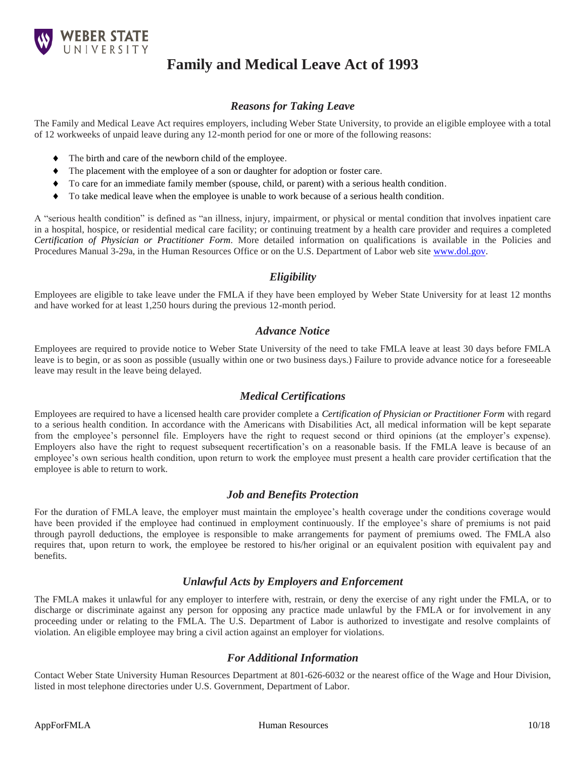WEBER STATE UNIVERSITY

# Family and Medical Leave Act of 1993

## *Reasons for Taking Leave*

The Family and Medical Leave Act requires employers, including Weber State University, to provide an eligible employee with a total of 12 workweeks of unpaid leave during any 12-month period for one or more of the following reasons:

- The birth and care of the newborn child of the employee.
- The placement with the employee of a son or daughter for adoption or foster care.
- To care for an immediate family member (spouse, child, or parent) with a serious health condition.
- To take medical leave when the employee is unable to work because of a serious health condition.

A "serious health condition" is defined as "an illness, injury, impairment, or physical or mental condition that involves inpatient care in a hospital, hospice, or residential medical care facility; or continuing treatment by a health care provider and requires a completed *Certification of Physician or Practitioner Form*. More detailed information on qualifications is available in the Policies and Procedures Manual 3-29a, in the Human Resources Office or on the U.S. Department of Labor web site www.dol.gov.

## *Eligibility*

Employees are eligible to take leave under the FMLA if they have been employed by Weber State University for at least 12 months and have worked for at least 1,250 hours during the previous 12-month period.

## *Advance Notice*

Employees are required to provide notice to Weber State University of the need to take FMLA leave at least 30 days before FMLA leave is to begin, or as soon as possible (usually within one or two business days.) Failure to provide advance notice for a foreseeable leave may result in the leave being delayed.

## *Medical Certifications*

Employees are required to have a licensed health care provider complete a *Certification of Physician or Practitioner Form* with regard to a serious health condition. In accordance with the Americans with Disabilities Act, all medical information will be kept separate from the employee's personnel file. Employers have the right to request second or third opinions (at the employer's expense). Employers also have the right to request subsequent recertification's on a reasonable basis. If the FMLA leave is because of an employee's own serious health condition, upon return to work the employee must present a health care provider certification that the employee is able to return to work.

## *Job and Benefits Protection*

For the duration of FMLA leave, the employer must maintain the employee's health coverage under the conditions coverage would have been provided if the employee had continued in employment continuously. If the employee's share of premiums is not paid through payroll deductions, the employee is responsible to make arrangements for payment of premiums owed. The FMLA also requires that, upon return to work, the employee be restored to his/her original or an equivalent position with equivalent pay and benefits.

## *Unlawful Acts by Employers and Enforcement*

The FMLA makes it unlawful for any employer to interfere with, restrain, or deny the exercise of any right under the FMLA, or to discharge or discriminate against any person for opposing any practice made unlawful by the FMLA or for involvement in any proceeding under or relating to the FMLA. The U.S. Department of Labor is authorized to investigate and resolve complaints of violation. An eligible employee may bring a civil action against an employer for violations.

## *For Additional Information*

Contact Weber State University Human Resources Department at 801-626-6032 or the nearest office of the Wage and Hour Division, listed in most telephone directories under U.S. Government, Department of Labor.

AppForFMLA Human Resources 10/18